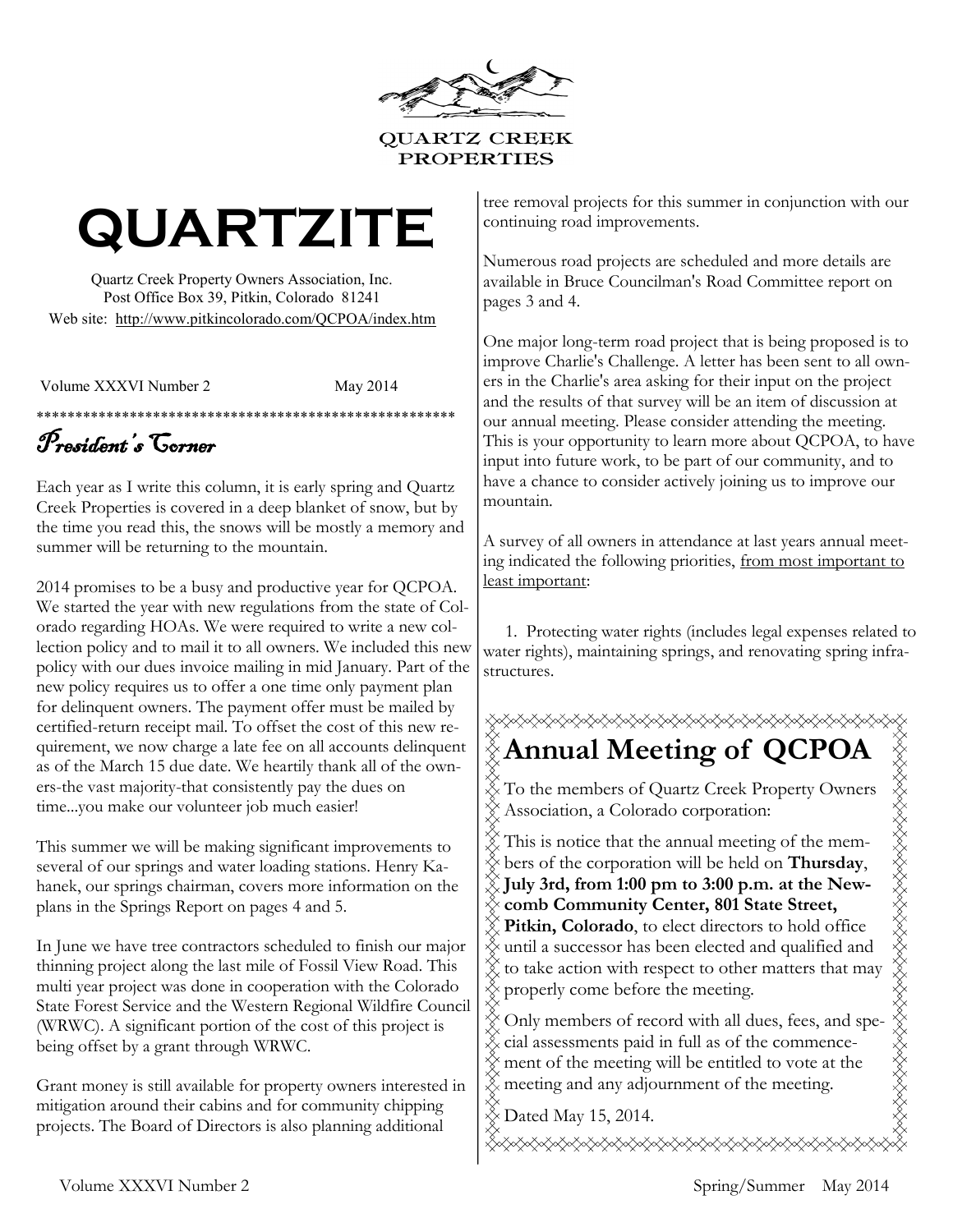QUARTZ CREEK PROPERTIES

# QUARTZITE

Quartz Creek Property Owners Association, Inc.
Post Office Box 39, Pitkin, Colorado 81241
Web site: http://www.pitkincolorado.com/QCPOA/index.htm

Volume XXXVI Number 2 May 2014

*******************************************************

## *President's Corner*

Each year as I write this column, it is early spring and Quartz Creek Properties is covered in a deep blanket of snow, but by the time you read this, the snows will be mostly a memory and summer will be returning to the mountain.

2014 promises to be a busy and productive year for QCPOA. We started the year with new regulations from the state of Colorado regarding HOAs. We were required to write a new collection policy and to mail it to all owners. We included this new policy with our dues invoice mailing in mid January. Part of the new policy requires us to offer a one time only payment plan for delinquent owners. The payment offer must be mailed by certified-return receipt mail. To offset the cost of this new requirement, we now charge a late fee on all accounts delinquent as of the March 15 due date. We heartily thank all of the owners-the vast majority-that consistently pay the dues on time...you make our volunteer job much easier!

This summer we will be making significant improvements to several of our springs and water loading stations. Henry Kahanek, our springs chairman, covers more information on the plans in the Springs Report on pages 4 and 5.

In June we have tree contractors scheduled to finish our major thinning project along the last mile of Fossil View Road. This multi year project was done in cooperation with the Colorado State Forest Service and the Western Regional Wildfire Council (WRWC). A significant portion of the cost of this project is being offset by a grant through WRWC.

Grant money is still available for property owners interested in mitigation around their cabins and for community chipping projects. The Board of Directors is also planning additional tree removal projects for this summer in conjunction with our continuing road improvements.

Numerous road projects are scheduled and more details are available in Bruce Councilman's Road Committee report on pages 3 and 4.

One major long-term road project that is being proposed is to improve Charlie's Challenge. A letter has been sent to all owners in the Charlie's area asking for their input on the project and the results of that survey will be an item of discussion at our annual meeting. Please consider attending the meeting. This is your opportunity to learn more about QCPOA, to have input into future work, to be part of our community, and to have a chance to consider actively joining us to improve our mountain.

A survey of all owners in attendance at last years annual meeting indicated the following priorities, <u>from most important to least important</u>:

1. Protecting water rights (includes legal expenses related to water rights), maintaining springs, and renovating spring infrastructures.

## Annual Meeting of QCPOA

To the members of Quartz Creek Property Owners Association, a Colorado corporation:

This is notice that the annual meeting of the members of the corporation will be held on **Thursday**, **July 3rd, from 1:00 pm to 3:00 p.m. at the Newcomb Community Center, 801 State Street, Pitkin, Colorado**, to elect directors to hold office until a successor has been elected and qualified and to take action with respect to other matters that may properly come before the meeting.

Only members of record with all dues, fees, and special assessments paid in full as of the commencement of the meeting will be entitled to vote at the meeting and any adjournment of the meeting.

Dated May 15, 2014.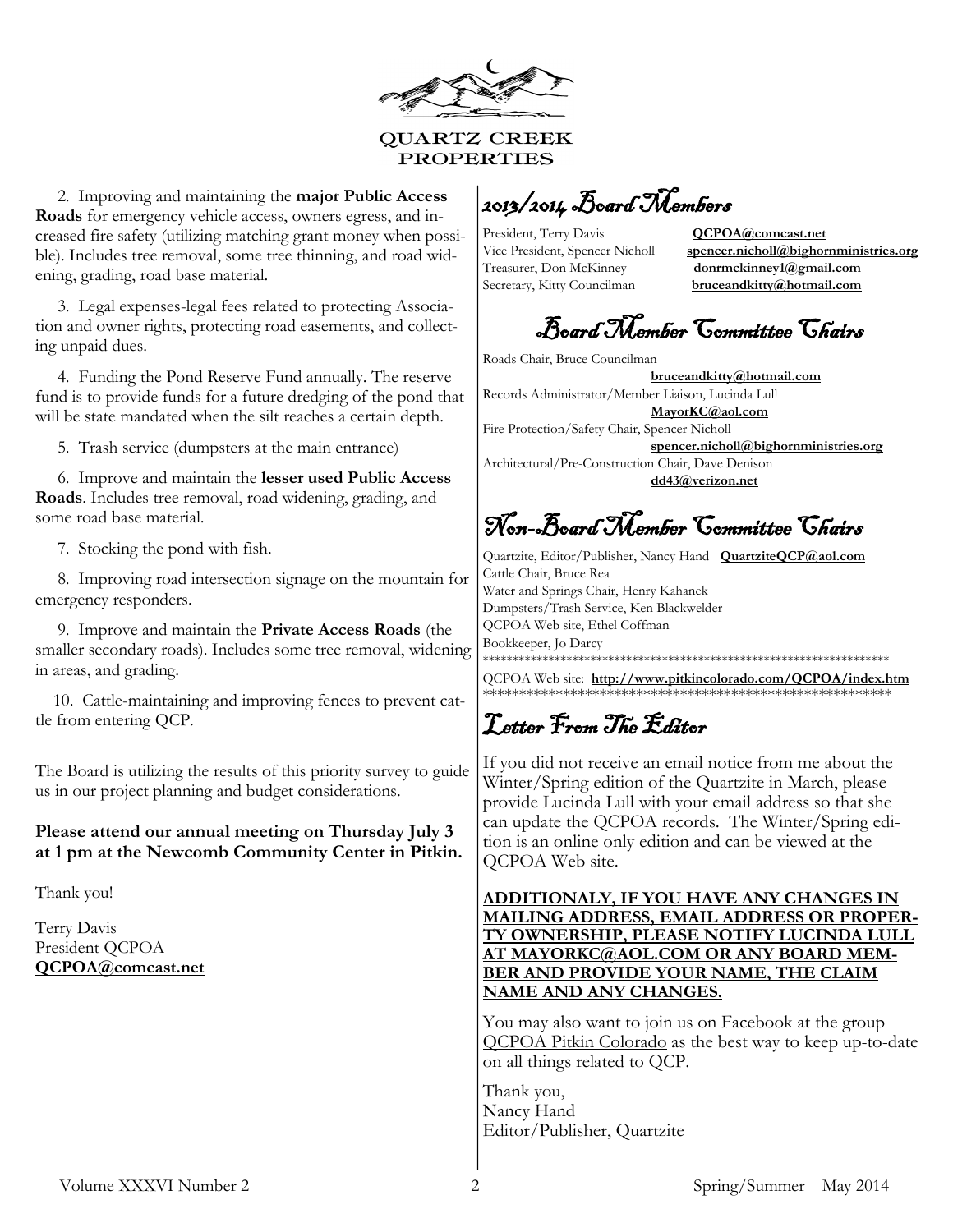QUARTZ CREEK PROPERTIES

2. Improving and maintaining the **major Public Access Roads** for emergency vehicle access, owners egress, and increased fire safety (utilizing matching grant money when possible). Includes tree removal, some tree thinning, and road widening, grading, road base material.

3. Legal expenses-legal fees related to protecting Association and owner rights, protecting road easements, and collecting unpaid dues.

4. Funding the Pond Reserve Fund annually. The reserve fund is to provide funds for a future dredging of the pond that will be state mandated when the silt reaches a certain depth.

5. Trash service (dumpsters at the main entrance)

6. Improve and maintain the **lesser used Public Access Roads**. Includes tree removal, road widening, grading, and some road base material.

7. Stocking the pond with fish.

8. Improving road intersection signage on the mountain for emergency responders.

9. Improve and maintain the **Private Access Roads** (the smaller secondary roads). Includes some tree removal, widening in areas, and grading.

10. Cattle-maintaining and improving fences to prevent cattle from entering QCP.

The Board is utilizing the results of this priority survey to guide us in our project planning and budget considerations.

**Please attend our annual meeting on Thursday July 3 at 1 pm at the Newcomb Community Center in Pitkin.**

Thank you!

Terry Davis
President QCPOA
**QCPOA@comcast.net**

## 2013/2014 Board Members

President, Terry Davis **QCPOA@comcast.net**
Vice President, Spencer Nicholl **spencer.nicholl@bighornministries.org**
Treasurer, Don McKinney **donrmckinney1@gmail.com**
Secretary, Kitty Councilman **bruceandkitty@hotmail.com**

## Board Member Committee Chairs

Roads Chair, Bruce Councilman **bruceandkitty@hotmail.com**
Records Administrator/Member Liaison, Lucinda Lull **MayorKC@aol.com**
Fire Protection/Safety Chair, Spencer Nicholl **spencer.nicholl@bighornministries.org**
Architectural/Pre-Construction Chair, Dave Denison **dd43@verizon.net**

## Non-Board Member Committee Chairs

Quartzite, Editor/Publisher, Nancy Hand **QuartziteQCP@aol.com**
Cattle Chair, Bruce Rea
Water and Springs Chair, Henry Kahanek
Dumpsters/Trash Service, Ken Blackwelder
QCPOA Web site, Ethel Coffman
Bookkeeper, Jo Darcy

QCPOA Web site: **http://www.pitkincolorado.com/QCPOA/index.htm**

## Letter From The Editor

If you did not receive an email notice from me about the Winter/Spring edition of the Quartzite in March, please provide Lucinda Lull with your email address so that she can update the QCPOA records. The Winter/Spring edition is an online only edition and can be viewed at the QCPOA Web site.

**ADDITIONALY, IF YOU HAVE ANY CHANGES IN MAILING ADDRESS, EMAIL ADDRESS OR PROPERTY OWNERSHIP, PLEASE NOTIFY LUCINDA LULL AT MAYORKC@AOL.COM OR ANY BOARD MEMBER AND PROVIDE YOUR NAME, THE CLAIM NAME AND ANY CHANGES.**

You may also want to join us on Facebook at the group QCPOA Pitkin Colorado as the best way to keep up-to-date on all things related to QCP.

Thank you,
Nancy Hand
Editor/Publisher, Quartzite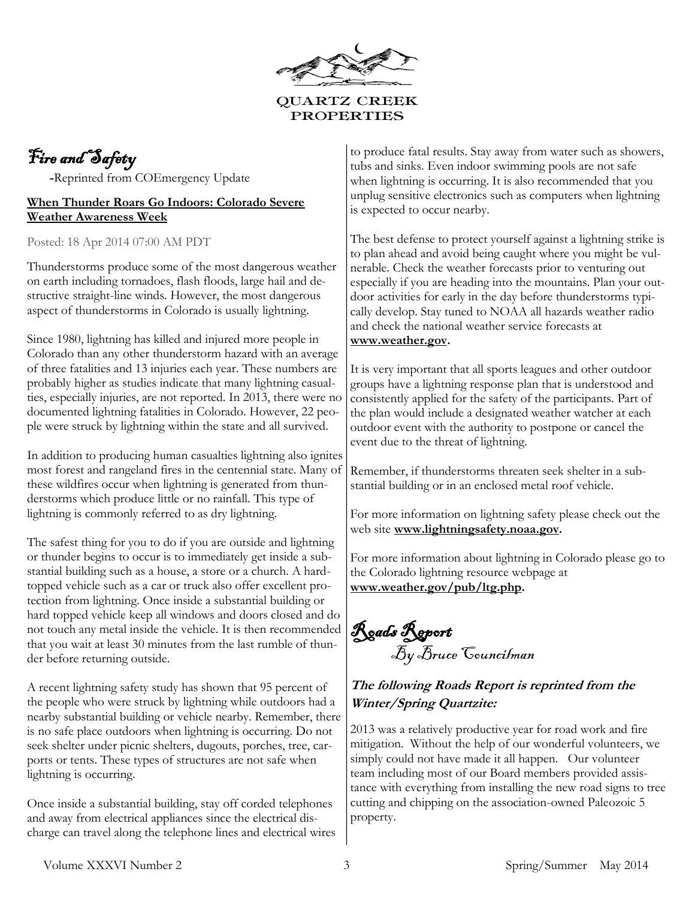QUARTZ CREEK PROPERTIES

# Fire and Safety

-Reprinted from COEmergency Update

**When Thunder Roars Go Indoors: Colorado Severe Weather Awareness Week**

Posted: 18 Apr 2014 07:00 AM PDT

Thunderstorms produce some of the most dangerous weather on earth including tornadoes, flash floods, large hail and destructive straight-line winds. However, the most dangerous aspect of thunderstorms in Colorado is usually lightning.

Since 1980, lightning has killed and injured more people in Colorado than any other thunderstorm hazard with an average of three fatalities and 13 injuries each year. These numbers are probably higher as studies indicate that many lightning casualties, especially injuries, are not reported. In 2013, there were no documented lightning fatalities in Colorado. However, 22 people were struck by lightning within the state and all survived.

In addition to producing human casualties lightning also ignites most forest and rangeland fires in the centennial state. Many of these wildfires occur when lightning is generated from thunderstorms which produce little or no rainfall. This type of lightning is commonly referred to as dry lightning.

The safest thing for you to do if you are outside and lightning or thunder begins to occur is to immediately get inside a substantial building such as a house, a store or a church. A hard-topped vehicle such as a car or truck also offer excellent protection from lightning. Once inside a substantial building or hard topped vehicle keep all windows and doors closed and do not touch any metal inside the vehicle. It is then recommended that you wait at least 30 minutes from the last rumble of thunder before returning outside.

A recent lightning safety study has shown that 95 percent of the people who were struck by lightning while outdoors had a nearby substantial building or vehicle nearby. Remember, there is no safe place outdoors when lightning is occurring. Do not seek shelter under picnic shelters, dugouts, porches, tree, carports or tents. These types of structures are not safe when lightning is occurring.

Once inside a substantial building, stay off corded telephones and away from electrical appliances since the electrical discharge can travel along the telephone lines and electrical wires to produce fatal results. Stay away from water such as showers, tubs and sinks. Even indoor swimming pools are not safe when lightning is occurring. It is also recommended that you unplug sensitive electronics such as computers when lightning is expected to occur nearby.

The best defense to protect yourself against a lightning strike is to plan ahead and avoid being caught where you might be vulnerable. Check the weather forecasts prior to venturing out especially if you are heading into the mountains. Plan your outdoor activities for early in the day before thunderstorms typically develop. Stay tuned to NOAA all hazards weather radio and check the national weather service forecasts at **www.weather.gov.**

It is very important that all sports leagues and other outdoor groups have a lightning response plan that is understood and consistently applied for the safety of the participants. Part of the plan would include a designated weather watcher at each outdoor event with the authority to postpone or cancel the event due to the threat of lightning.

Remember, if thunderstorms threaten seek shelter in a substantial building or in an enclosed metal roof vehicle.

For more information on lightning safety please check out the web site **www.lightningsafety.noaa.gov.**

For more information about lightning in Colorado please go to the Colorado lightning resource webpage at **www.weather.gov/pub/ltg.php.**

# Roads Report

By Bruce Councilman

***The following Roads Report is reprinted from the Winter/Spring Quartzite:***

2013 was a relatively productive year for road work and fire mitigation. Without the help of our wonderful volunteers, we simply could not have made it all happen. Our volunteer team including most of our Board members provided assistance with everything from installing the new road signs to tree cutting and chipping on the association-owned Paleozoic 5 property.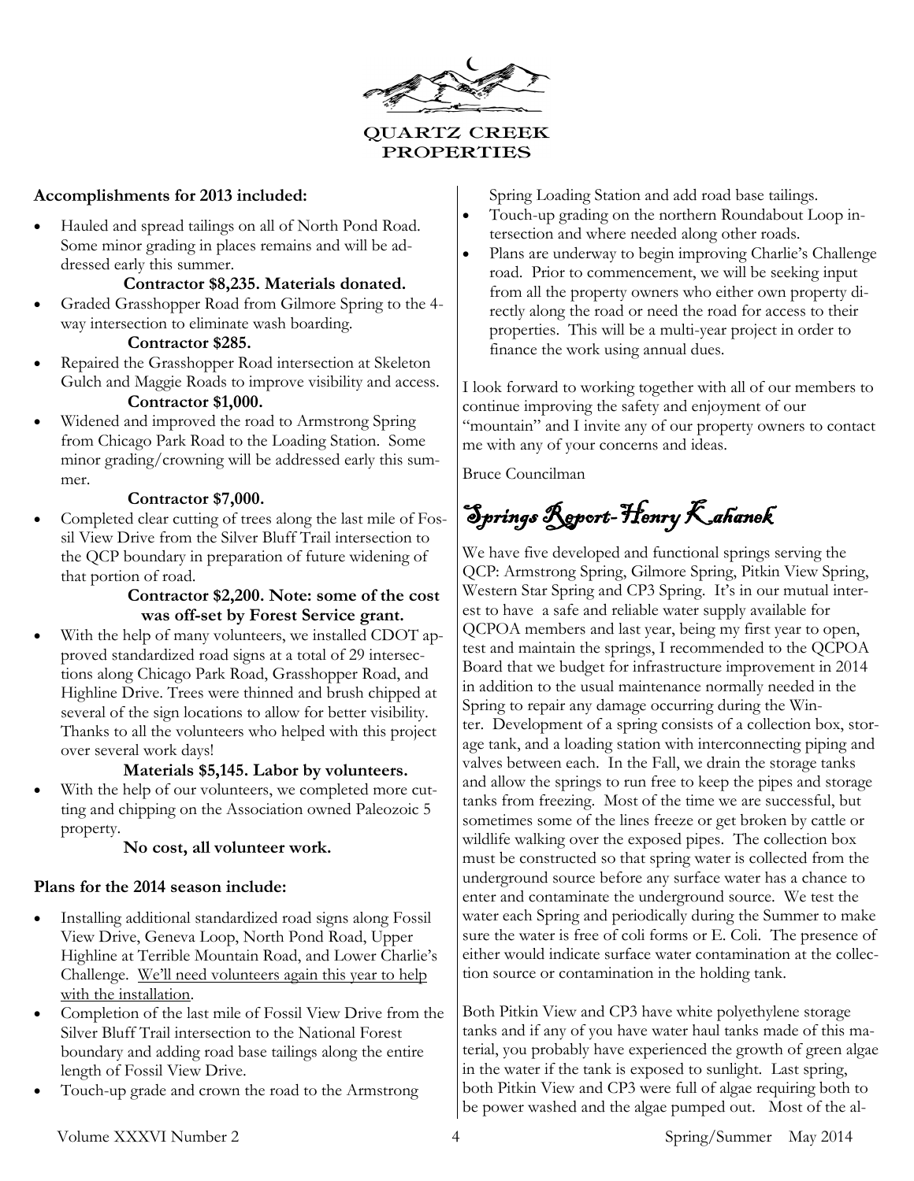QUARTZ CREEK PROPERTIES

**Accomplishments for 2013 included:**

- Hauled and spread tailings on all of North Pond Road. Some minor grading in places remains and will be addressed early this summer.
  **Contractor $8,235. Materials donated.**
- Graded Grasshopper Road from Gilmore Spring to the 4-way intersection to eliminate wash boarding.
  **Contractor $285.**
- Repaired the Grasshopper Road intersection at Skeleton Gulch and Maggie Roads to improve visibility and access.
  **Contractor $1,000.**
- Widened and improved the road to Armstrong Spring from Chicago Park Road to the Loading Station. Some minor grading/crowning will be addressed early this summer.
  **Contractor $7,000.**
- Completed clear cutting of trees along the last mile of Fossil View Drive from the Silver Bluff Trail intersection to the QCP boundary in preparation of future widening of that portion of road.
  **Contractor $2,200. Note: some of the cost was off-set by Forest Service grant.**
- With the help of many volunteers, we installed CDOT approved standardized road signs at a total of 29 intersections along Chicago Park Road, Grasshopper Road, and Highline Drive. Trees were thinned and brush chipped at several of the sign locations to allow for better visibility. Thanks to all the volunteers who helped with this project over several work days!
  **Materials $5,145. Labor by volunteers.**
- With the help of our volunteers, we completed more cutting and chipping on the Association owned Paleozoic 5 property.
  **No cost, all volunteer work.**

**Plans for the 2014 season include:**

- Installing additional standardized road signs along Fossil View Drive, Geneva Loop, North Pond Road, Upper Highline at Terrible Mountain Road, and Lower Charlie's Challenge. We'll need volunteers again this year to help with the installation.
- Completion of the last mile of Fossil View Drive from the Silver Bluff Trail intersection to the National Forest boundary and adding road base tailings along the entire length of Fossil View Drive.
- Touch-up grade and crown the road to the Armstrong Spring Loading Station and add road base tailings.
- Touch-up grading on the northern Roundabout Loop intersection and where needed along other roads.
- Plans are underway to begin improving Charlie's Challenge road. Prior to commencement, we will be seeking input from all the property owners who either own property directly along the road or need the road for access to their properties. This will be a multi-year project in order to finance the work using annual dues.

I look forward to working together with all of our members to continue improving the safety and enjoyment of our "mountain" and I invite any of our property owners to contact me with any of your concerns and ideas.

Bruce Councilman

## Springs Report-Henry Kahanek

We have five developed and functional springs serving the QCP: Armstrong Spring, Gilmore Spring, Pitkin View Spring, Western Star Spring and CP3 Spring. It's in our mutual interest to have a safe and reliable water supply available for QCPOA members and last year, being my first year to open, test and maintain the springs, I recommended to the QCPOA Board that we budget for infrastructure improvement in 2014 in addition to the usual maintenance normally needed in the Spring to repair any damage occurring during the Winter. Development of a spring consists of a collection box, storage tank, and a loading station with interconnecting piping and valves between each. In the Fall, we drain the storage tanks and allow the springs to run free to keep the pipes and storage tanks from freezing. Most of the time we are successful, but sometimes some of the lines freeze or get broken by cattle or wildlife walking over the exposed pipes. The collection box must be constructed so that spring water is collected from the underground source before any surface water has a chance to enter and contaminate the underground source. We test the water each Spring and periodically during the Summer to make sure the water is free of coli forms or E. Coli. The presence of either would indicate surface water contamination at the collection source or contamination in the holding tank.

Both Pitkin View and CP3 have white polyethylene storage tanks and if any of you have water haul tanks made of this material, you probably have experienced the growth of green algae in the water if the tank is exposed to sunlight. Last spring, both Pitkin View and CP3 were full of algae requiring both to be power washed and the algae pumped out. Most of the al-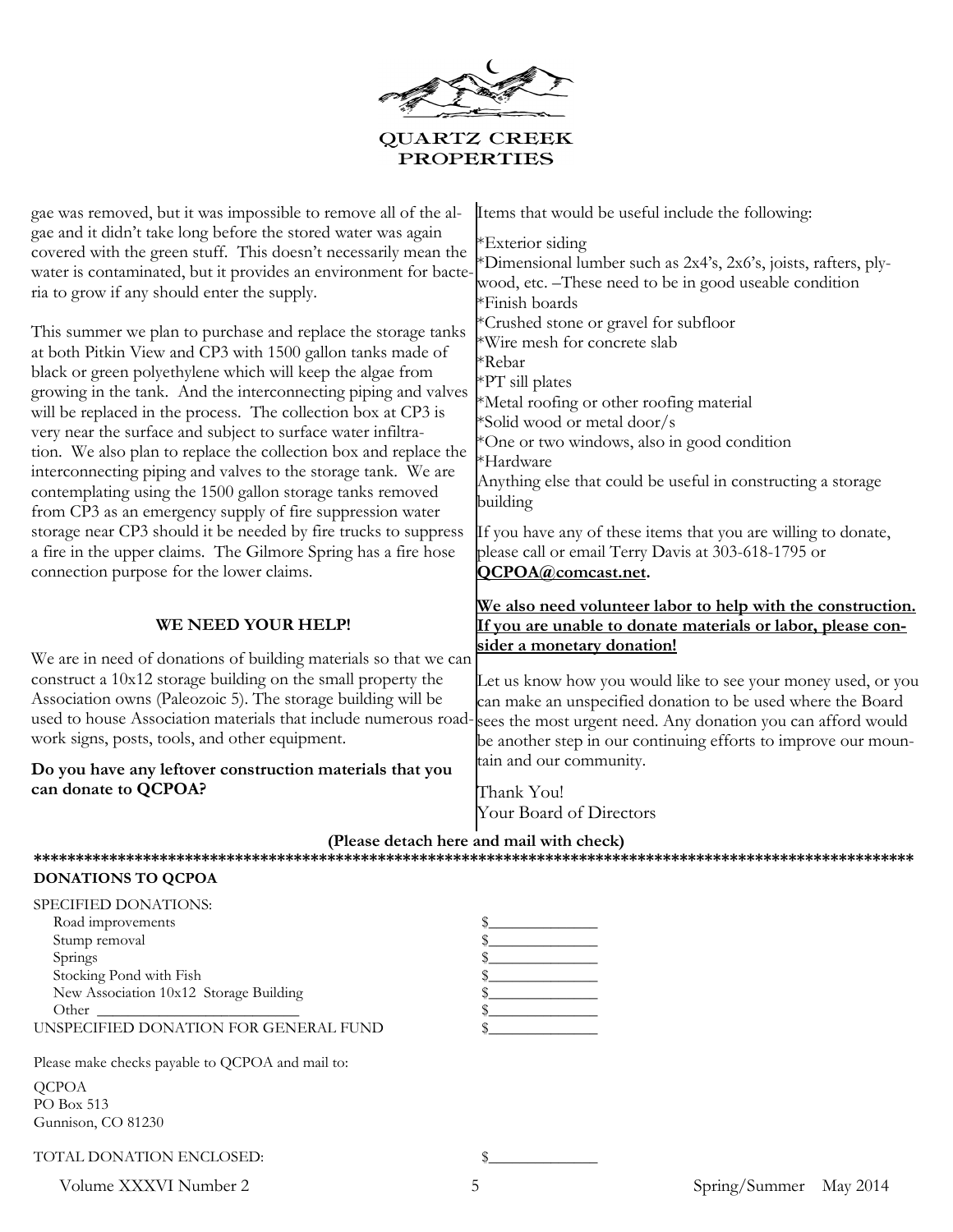gae was removed, but it was impossible to remove all of the algae and it didn't take long before the stored water was again covered with the green stuff. This doesn't necessarily mean the water is contaminated, but it provides an environment for bacteria to grow if any should enter the supply.

This summer we plan to purchase and replace the storage tanks at both Pitkin View and CP3 with 1500 gallon tanks made of black or green polyethylene which will keep the algae from growing in the tank. And the interconnecting piping and valves will be replaced in the process. The collection box at CP3 is very near the surface and subject to surface water infiltration. We also plan to replace the collection box and replace the interconnecting piping and valves to the storage tank. We are contemplating using the 1500 gallon storage tanks removed from CP3 as an emergency supply of fire suppression water storage near CP3 should it be needed by fire trucks to suppress a fire in the upper claims. The Gilmore Spring has a fire hose connection purpose for the lower claims.

## WE NEED YOUR HELP!

We are in need of donations of building materials so that we can construct a 10x12 storage building on the small property the Association owns (Paleozoic 5). The storage building will be used to house Association materials that include numerous roadwork signs, posts, tools, and other equipment.

**Do you have any leftover construction materials that you can donate to QCPOA?**

Items that would be useful include the following:

*Exterior siding
*Dimensional lumber such as 2x4's, 2x6's, joists, rafters, plywood, etc. –These need to be in good useable condition
*Finish boards
*Crushed stone or gravel for subfloor
*Wire mesh for concrete slab
*Rebar
*PT sill plates
*Metal roofing or other roofing material
*Solid wood or metal door/s
*One or two windows, also in good condition
*Hardware
Anything else that could be useful in constructing a storage building

If you have any of these items that you are willing to donate, please call or email Terry Davis at 303-618-1795 or **QCPOA@comcast.net**.

**We also need volunteer labor to help with the construction. If you are unable to donate materials or labor, please consider a monetary donation!**

Let us know how you would like to see your money used, or you can make an unspecified donation to be used where the Board sees the most urgent need. Any donation you can afford would be another step in our continuing efforts to improve our mountain and our community.

Thank You!
Your Board of Directors

**(Please detach here and mail with check)**

**********************************************************************************************************

**DONATIONS TO QCPOA**

SPECIFIED DONATIONS:

| | |
|---|---|
| Road improvements | $______________ |
| Stump removal | $______________ |
| Springs | $______________ |
| Stocking Pond with Fish | $______________ |
| New Association 10x12 Storage Building | $______________ |
| Other ___________________ | $______________ |
| UNSPECIFIED DONATION FOR GENERAL FUND | $______________ |

Please make checks payable to QCPOA and mail to:

QCPOA
PO Box 513
Gunnison, CO 81230

TOTAL DONATION ENCLOSED: $______________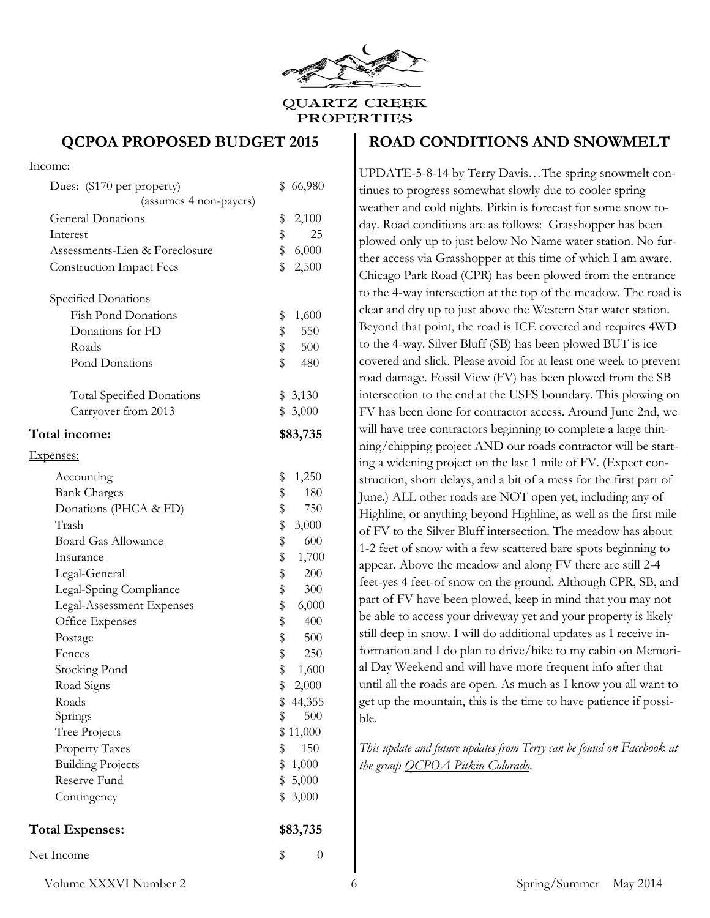QUARTZ CREEK PROPERTIES

## QCPOA PROPOSED BUDGET 2015

| | |
|---|---|
| Income: | |
| Dues: ($170 per property) (assumes 4 non-payers) | $ 66,980 |
| General Donations | $ 2,100 |
| Interest | $ 25 |
| Assessments-Lien & Foreclosure | $ 6,000 |
| Construction Impact Fees | $ 2,500 |
| Specified Donations | |
| Fish Pond Donations | $ 1,600 |
| Donations for FD | $ 550 |
| Roads | $ 500 |
| Pond Donations | $ 480 |
| Total Specified Donations | $ 3,130 |
| Carryover from 2013 | $ 3,000 |
| **Total income:** | **$83,735** |
| Expenses: | |
| Accounting | $ 1,250 |
| Bank Charges | $ 180 |
| Donations (PHCA & FD) | $ 750 |
| Trash | $ 3,000 |
| Board Gas Allowance | $ 600 |
| Insurance | $ 1,700 |
| Legal-General | $ 200 |
| Legal-Spring Compliance | $ 300 |
| Legal-Assessment Expenses | $ 6,000 |
| Office Expenses | $ 400 |
| Postage | $ 500 |
| Fences | $ 250 |
| Stocking Pond | $ 1,600 |
| Road Signs | $ 2,000 |
| Roads | $ 44,355 |
| Springs | $ 500 |
| Tree Projects | $ 11,000 |
| Property Taxes | $ 150 |
| Building Projects | $ 1,000 |
| Reserve Fund | $ 5,000 |
| Contingency | $ 3,000 |
| **Total Expenses:** | **$83,735** |
| Net Income | $ 0 |

## ROAD CONDITIONS AND SNOWMELT

UPDATE-5-8-14 by Terry Davis…The spring snowmelt continues to progress somewhat slowly due to cooler spring weather and cold nights. Pitkin is forecast for some snow today. Road conditions are as follows: Grasshopper has been plowed only up to just below No Name water station. No further access via Grasshopper at this time of which I am aware. Chicago Park Road (CPR) has been plowed from the entrance to the 4-way intersection at the top of the meadow. The road is clear and dry up to just above the Western Star water station. Beyond that point, the road is ICE covered and requires 4WD to the 4-way. Silver Bluff (SB) has been plowed BUT is ice covered and slick. Please avoid for at least one week to prevent road damage. Fossil View (FV) has been plowed from the SB intersection to the end at the USFS boundary. This plowing on FV has been done for contractor access. Around June 2nd, we will have tree contractors beginning to complete a large thinning/chipping project AND our roads contractor will be starting a widening project on the last 1 mile of FV. (Expect construction, short delays, and a bit of a mess for the first part of June.) ALL other roads are NOT open yet, including any of Highline, or anything beyond Highline, as well as the first mile of FV to the Silver Bluff intersection. The meadow has about 1-2 feet of snow with a few scattered bare spots beginning to appear. Above the meadow and along FV there are still 2-4 feet-yes 4 feet-of snow on the ground. Although CPR, SB, and part of FV have been plowed, keep in mind that you may not be able to access your driveway yet and your property is likely still deep in snow. I will do additional updates as I receive information and I do plan to drive/hike to my cabin on Memorial Day Weekend and will have more frequent info after that until all the roads are open. As much as I know you all want to get up the mountain, this is the time to have patience if possible.

*This update and future updates from Terry can be found on Facebook at the group QCPOA Pitkin Colorado.*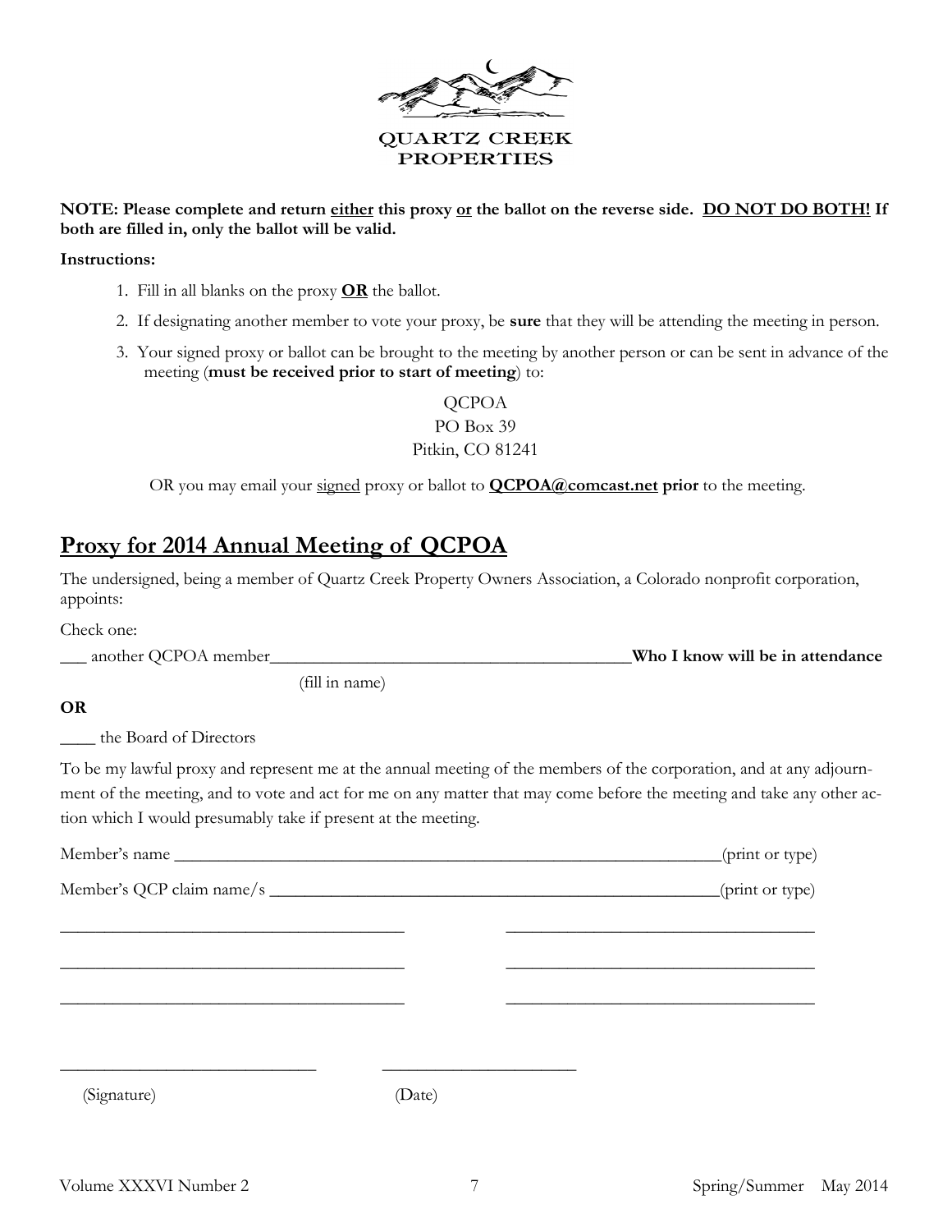QUARTZ CREEK
PROPERTIES

**NOTE: Please complete and return <u>either</u> this proxy <u>or</u> the ballot on the reverse side. <u>DO NOT DO BOTH!</u> If both are filled in, only the ballot will be valid.**

**Instructions:**

1. Fill in all blanks on the proxy **<u>OR</u>** the ballot.
2. If designating another member to vote your proxy, be **sure** that they will be attending the meeting in person.
3. Your signed proxy or ballot can be brought to the meeting by another person or can be sent in advance of the meeting (**must be received prior to start of meeting**) to:

QCPOA
PO Box 39
Pitkin, CO 81241

OR you may email your <u>signed</u> proxy or ballot to **<u>QCPOA@comcast.net</u> prior** to the meeting.

## <u>Proxy for 2014 Annual Meeting of QCPOA</u>

The undersigned, being a member of Quartz Creek Property Owners Association, a Colorado nonprofit corporation, appoints:

Check one:

___ another QCPOA member__________________________________________**Who I know will be in attendance**
(fill in name)

**OR**

____ the Board of Directors

To be my lawful proxy and represent me at the annual meeting of the members of the corporation, and at any adjournment of the meeting, and to vote and act for me on any matter that may come before the meeting and take any other action which I would presumably take if present at the meeting.

Member's name _________________________________________________________________(print or type)

Member's QCP claim name/s ____________________________________________________(print or type)

_______________________________________ ___________________________________

_______________________________________ ___________________________________

_______________________________________ ___________________________________

____________________________ ______________________

(Signature) (Date)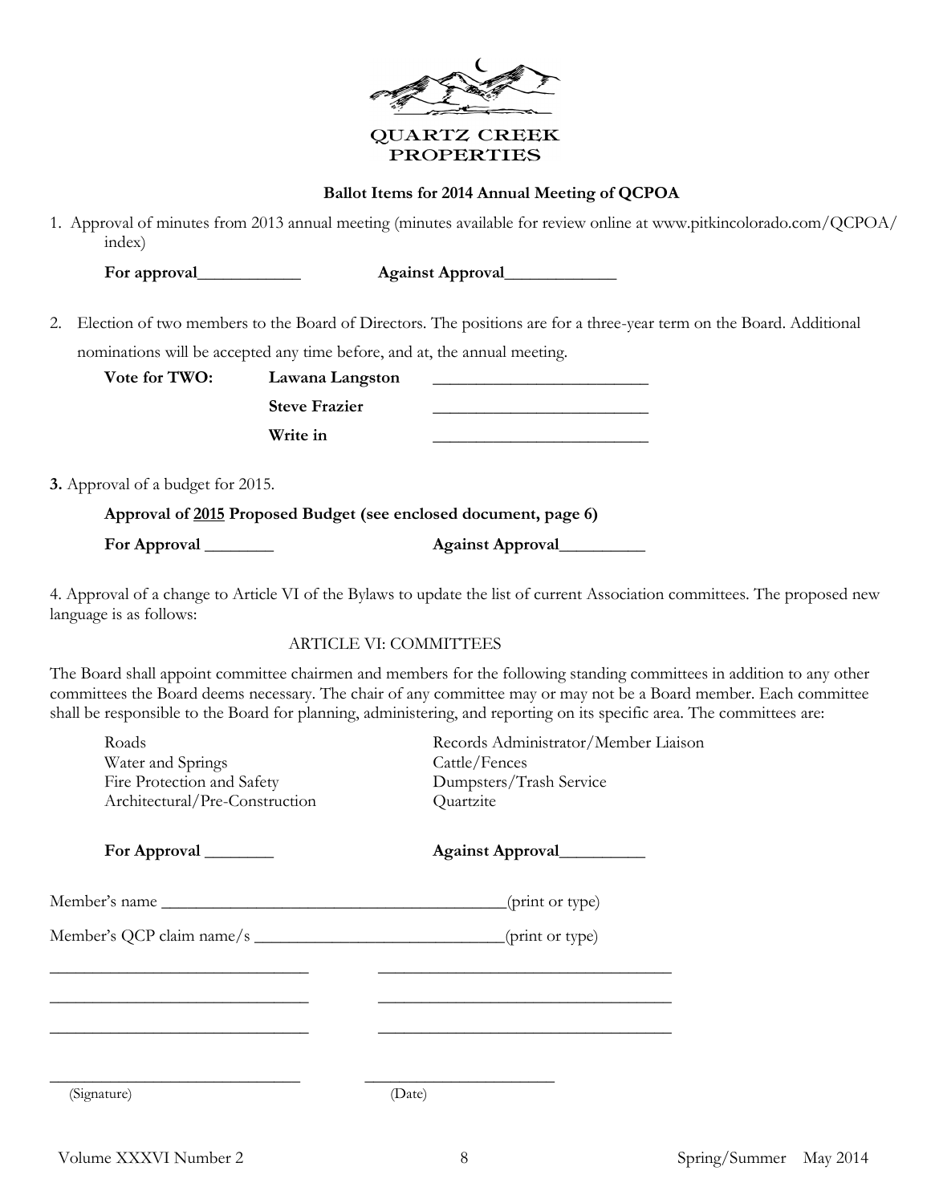QUARTZ CREEK PROPERTIES

## Ballot Items for 2014 Annual Meeting of QCPOA

1. Approval of minutes from 2013 annual meeting (minutes available for review online at www.pitkincolorado.com/QCPOA/index)

**For approval____________** **Against Approval_____________**

2. Election of two members to the Board of Directors. The positions are for a three-year term on the Board. Additional nominations will be accepted any time before, and at, the annual meeting.

**Vote for TWO:** **Lawana Langston** __________________________

**Steve Frazier** __________________________

**Write in** __________________________

**3.** Approval of a budget for 2015.

**Approval of 2015 Proposed Budget (see enclosed document, page 6)**

**For Approval ________** **Against Approval__________**

4. Approval of a change to Article VI of the Bylaws to update the list of current Association committees. The proposed new language is as follows:

ARTICLE VI: COMMITTEES

The Board shall appoint committee chairmen and members for the following standing committees in addition to any other committees the Board deems necessary. The chair of any committee may or may not be a Board member. Each committee shall be responsible to the Board for planning, administering, and reporting on its specific area. The committees are:

- Roads
- Water and Springs
- Fire Protection and Safety
- Architectural/Pre-Construction
- Records Administrator/Member Liaison
- Cattle/Fences
- Dumpsters/Trash Service
- Quartzite

**For Approval ________** **Against Approval__________**

Member's name ________________________________________(print or type)

Member's QCP claim name/s _____________________________(print or type)

_______________________________ ___________________________________

_______________________________ ___________________________________

_______________________________ ___________________________________

_______________________________ _______________________

(Signature) (Date)